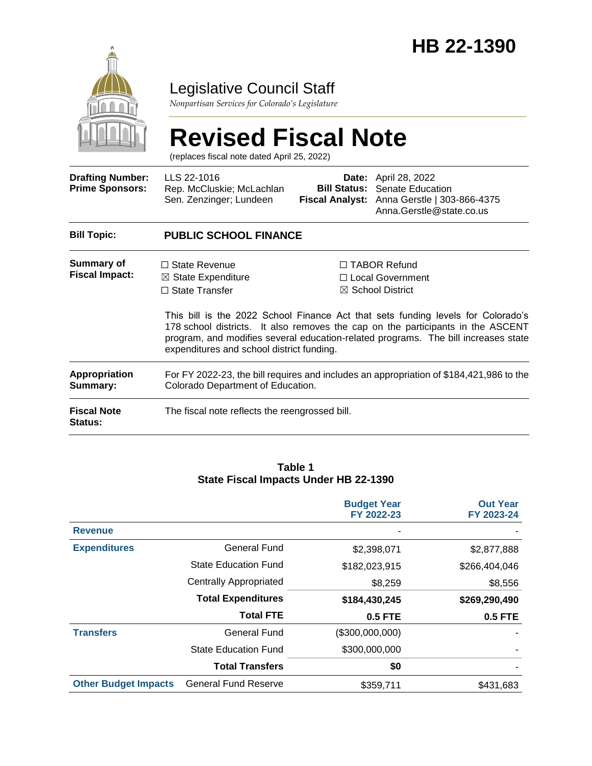# HB 22-1390

Legislative Council Staff

*Nonpartisan Services for Colorado's Legislature*

# Revised Fiscal Note

(replaces fiscal note dated April 25, 2022)

| | | | |
|---|---|---|---|
| **Drafting Number:** | LLS 22-1016 | **Date:** | April 28, 2022 |
| **Prime Sponsors:** | Rep. McCluskie; McLachlan<br>Sen. Zenzinger; Lundeen | **Bill Status:** | Senate Education |
| | | **Fiscal Analyst:** | Anna Gerstle \| 303-866-4375<br>Anna.Gerstle@state.co.us |

**Bill Topic:** **PUBLIC SCHOOL FINANCE**

**Summary of Fiscal Impact:**

☐ State Revenue
☒ State Expenditure
☐ State Transfer
☐ TABOR Refund
☐ Local Government
☒ School District

This bill is the 2022 School Finance Act that sets funding levels for Colorado's 178 school districts. It also removes the cap on the participants in the ASCENT program, and modifies several education-related programs. The bill increases state expenditures and school district funding.

**Appropriation Summary:** For FY 2022-23, the bill requires and includes an appropriation of $184,421,986 to the Colorado Department of Education.

**Fiscal Note Status:** The fiscal note reflects the reengrossed bill.

**Table 1**
**State Fiscal Impacts Under HB 22-1390**

| | | Budget Year FY 2022-23 | Out Year FY 2023-24 |
|---|---|---|---|
| **Revenue** | | - | - |
| **Expenditures** | General Fund | $2,398,071 | $2,877,888 |
| | State Education Fund | $182,023,915 | $266,404,046 |
| | Centrally Appropriated | $8,259 | $8,556 |
| | **Total Expenditures** | **$184,430,245** | **$269,290,490** |
| | **Total FTE** | **0.5 FTE** | **0.5 FTE** |
| **Transfers** | General Fund | ($300,000,000) | - |
| | State Education Fund | $300,000,000 | - |
| | **Total Transfers** | **$0** | - |
| **Other Budget Impacts** | General Fund Reserve | $359,711 | $431,683 |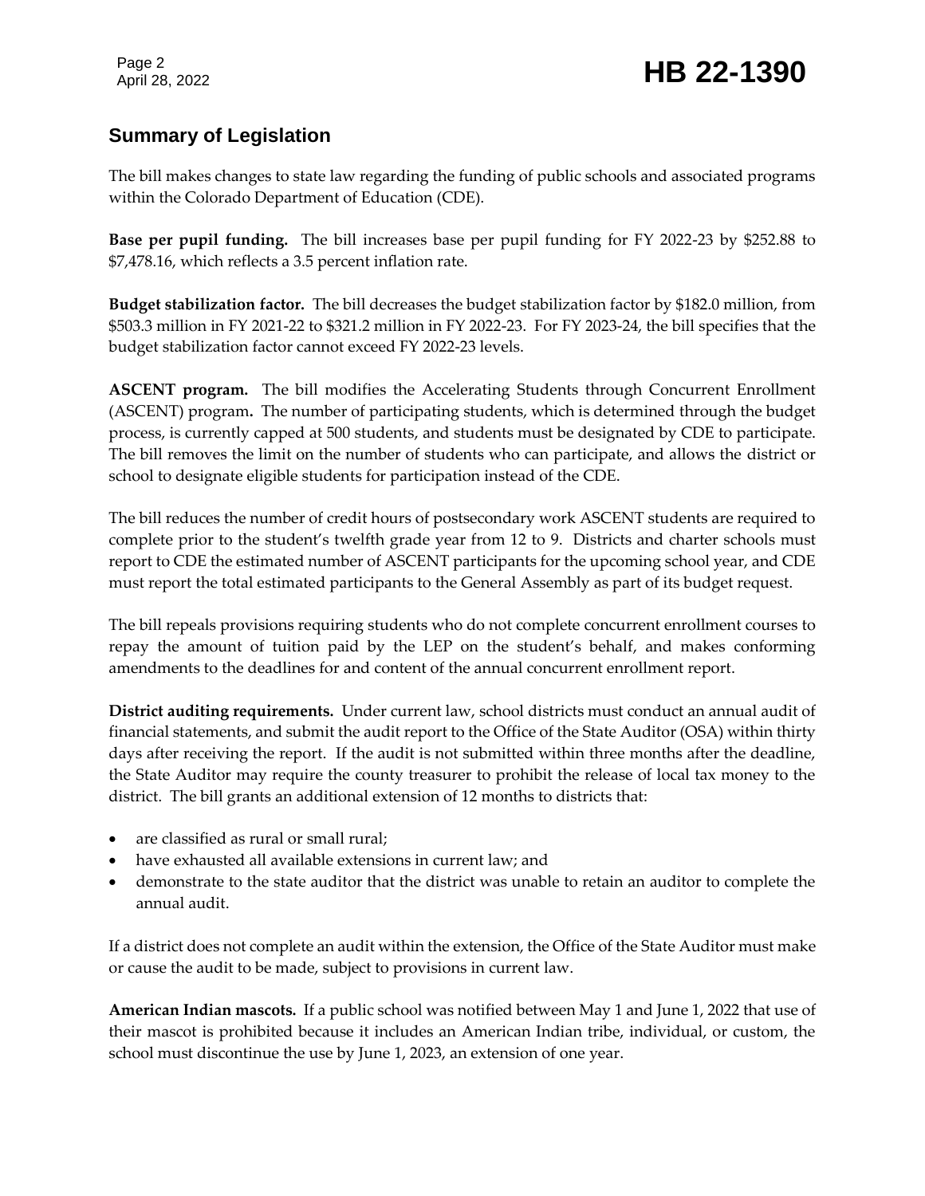## Summary of Legislation

The bill makes changes to state law regarding the funding of public schools and associated programs within the Colorado Department of Education (CDE).

**Base per pupil funding.** The bill increases base per pupil funding for FY 2022-23 by $252.88 to $7,478.16, which reflects a 3.5 percent inflation rate.

**Budget stabilization factor.** The bill decreases the budget stabilization factor by $182.0 million, from $503.3 million in FY 2021-22 to $321.2 million in FY 2022-23. For FY 2023-24, the bill specifies that the budget stabilization factor cannot exceed FY 2022-23 levels.

**ASCENT program.** The bill modifies the Accelerating Students through Concurrent Enrollment (ASCENT) program**.** The number of participating students, which is determined through the budget process, is currently capped at 500 students, and students must be designated by CDE to participate. The bill removes the limit on the number of students who can participate, and allows the district or school to designate eligible students for participation instead of the CDE.

The bill reduces the number of credit hours of postsecondary work ASCENT students are required to complete prior to the student's twelfth grade year from 12 to 9. Districts and charter schools must report to CDE the estimated number of ASCENT participants for the upcoming school year, and CDE must report the total estimated participants to the General Assembly as part of its budget request.

The bill repeals provisions requiring students who do not complete concurrent enrollment courses to repay the amount of tuition paid by the LEP on the student's behalf, and makes conforming amendments to the deadlines for and content of the annual concurrent enrollment report.

**District auditing requirements.** Under current law, school districts must conduct an annual audit of financial statements, and submit the audit report to the Office of the State Auditor (OSA) within thirty days after receiving the report. If the audit is not submitted within three months after the deadline, the State Auditor may require the county treasurer to prohibit the release of local tax money to the district. The bill grants an additional extension of 12 months to districts that:

- are classified as rural or small rural;
- have exhausted all available extensions in current law; and
- demonstrate to the state auditor that the district was unable to retain an auditor to complete the annual audit.

If a district does not complete an audit within the extension, the Office of the State Auditor must make or cause the audit to be made, subject to provisions in current law.

**American Indian mascots.** If a public school was notified between May 1 and June 1, 2022 that use of their mascot is prohibited because it includes an American Indian tribe, individual, or custom, the school must discontinue the use by June 1, 2023, an extension of one year.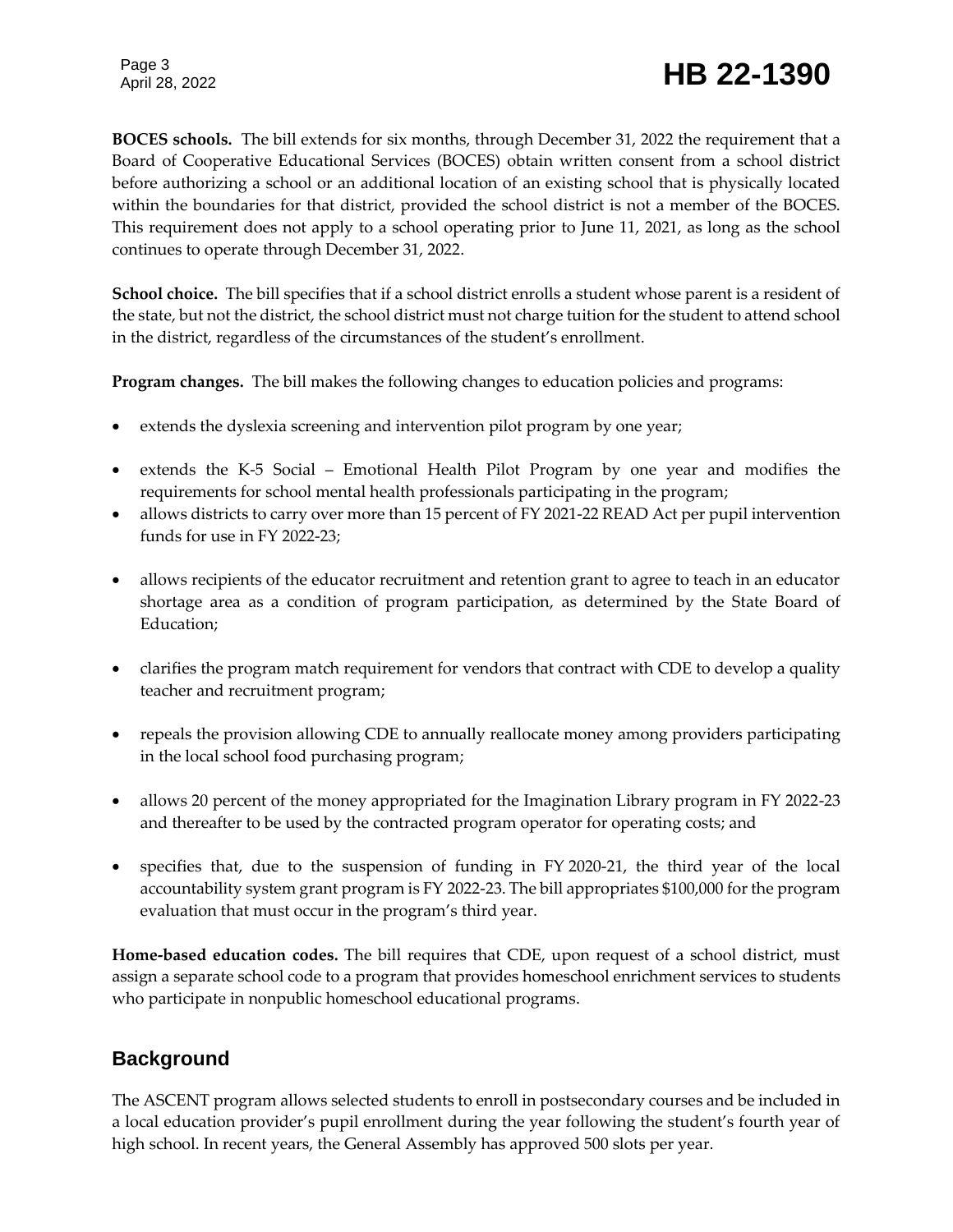**BOCES schools.** The bill extends for six months, through December 31, 2022 the requirement that a Board of Cooperative Educational Services (BOCES) obtain written consent from a school district before authorizing a school or an additional location of an existing school that is physically located within the boundaries for that district, provided the school district is not a member of the BOCES. This requirement does not apply to a school operating prior to June 11, 2021, as long as the school continues to operate through December 31, 2022.

**School choice.** The bill specifies that if a school district enrolls a student whose parent is a resident of the state, but not the district, the school district must not charge tuition for the student to attend school in the district, regardless of the circumstances of the student's enrollment.

**Program changes.** The bill makes the following changes to education policies and programs:

- extends the dyslexia screening and intervention pilot program by one year;
- extends the K-5 Social – Emotional Health Pilot Program by one year and modifies the requirements for school mental health professionals participating in the program;
- allows districts to carry over more than 15 percent of FY 2021-22 READ Act per pupil intervention funds for use in FY 2022-23;
- allows recipients of the educator recruitment and retention grant to agree to teach in an educator shortage area as a condition of program participation, as determined by the State Board of Education;
- clarifies the program match requirement for vendors that contract with CDE to develop a quality teacher and recruitment program;
- repeals the provision allowing CDE to annually reallocate money among providers participating in the local school food purchasing program;
- allows 20 percent of the money appropriated for the Imagination Library program in FY 2022-23 and thereafter to be used by the contracted program operator for operating costs; and
- specifies that, due to the suspension of funding in FY 2020-21, the third year of the local accountability system grant program is FY 2022-23. The bill appropriates $100,000 for the program evaluation that must occur in the program's third year.

**Home-based education codes.** The bill requires that CDE, upon request of a school district, must assign a separate school code to a program that provides homeschool enrichment services to students who participate in nonpublic homeschool educational programs.

## Background

The ASCENT program allows selected students to enroll in postsecondary courses and be included in a local education provider's pupil enrollment during the year following the student's fourth year of high school. In recent years, the General Assembly has approved 500 slots per year.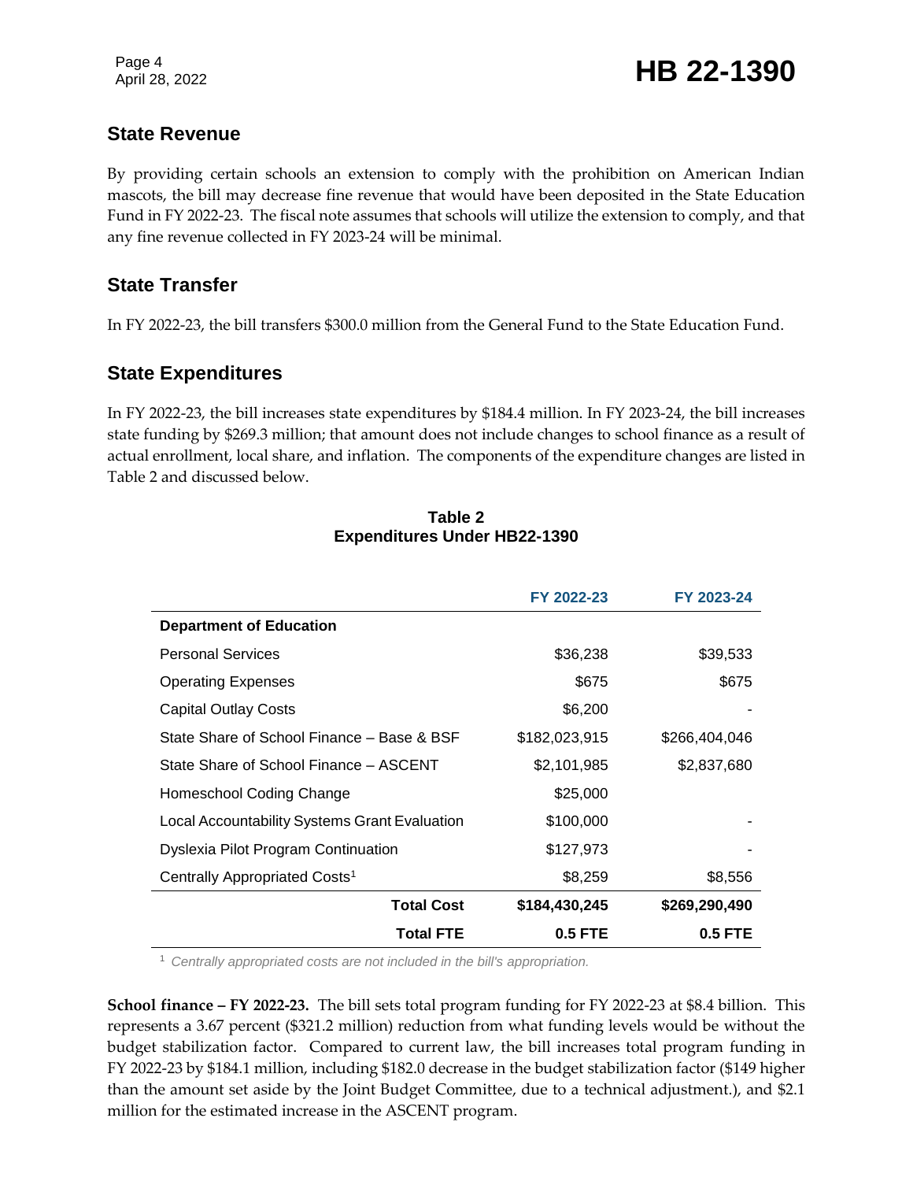## State Revenue

By providing certain schools an extension to comply with the prohibition on American Indian mascots, the bill may decrease fine revenue that would have been deposited in the State Education Fund in FY 2022-23. The fiscal note assumes that schools will utilize the extension to comply, and that any fine revenue collected in FY 2023-24 will be minimal.

## State Transfer

In FY 2022-23, the bill transfers $300.0 million from the General Fund to the State Education Fund.

## State Expenditures

In FY 2022-23, the bill increases state expenditures by $184.4 million. In FY 2023-24, the bill increases state funding by $269.3 million; that amount does not include changes to school finance as a result of actual enrollment, local share, and inflation. The components of the expenditure changes are listed in Table 2 and discussed below.

**Table 2**
**Expenditures Under HB22-1390**

| | FY 2022-23 | FY 2023-24 |
|---|---|---|
| **Department of Education** | | |
| Personal Services | $36,238 | $39,533 |
| Operating Expenses | $675 | $675 |
| Capital Outlay Costs | $6,200 | - |
| State Share of School Finance – Base & BSF | $182,023,915 | $266,404,046 |
| State Share of School Finance – ASCENT | $2,101,985 | $2,837,680 |
| Homeschool Coding Change | $25,000 | |
| Local Accountability Systems Grant Evaluation | $100,000 | - |
| Dyslexia Pilot Program Continuation | $127,973 | - |
| Centrally Appropriated Costs[1] | $8,259 | $8,556 |
| **Total Cost** | **$184,430,245** | **$269,290,490** |
| **Total FTE** | **0.5 FTE** | **0.5 FTE** |

[1] *Centrally appropriated costs are not included in the bill's appropriation.*

**School finance – FY 2022-23.** The bill sets total program funding for FY 2022-23 at $8.4 billion. This represents a 3.67 percent ($321.2 million) reduction from what funding levels would be without the budget stabilization factor. Compared to current law, the bill increases total program funding in FY 2022-23 by $184.1 million, including $182.0 decrease in the budget stabilization factor ($149 higher than the amount set aside by the Joint Budget Committee, due to a technical adjustment.), and $2.1 million for the estimated increase in the ASCENT program.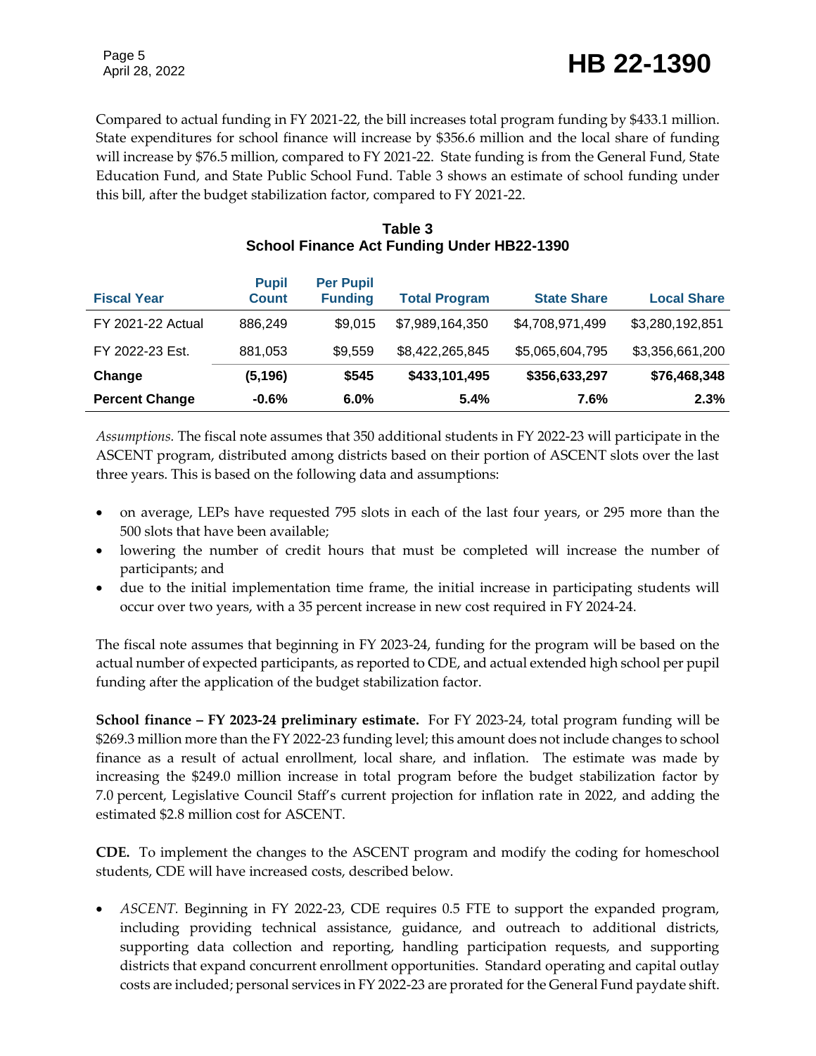Compared to actual funding in FY 2021-22, the bill increases total program funding by $433.1 million. State expenditures for school finance will increase by $356.6 million and the local share of funding will increase by $76.5 million, compared to FY 2021-22. State funding is from the General Fund, State Education Fund, and State Public School Fund. Table 3 shows an estimate of school funding under this bill, after the budget stabilization factor, compared to FY 2021-22.

**Table 3**
**School Finance Act Funding Under HB22-1390**

| Fiscal Year | Pupil Count | Per Pupil Funding | Total Program | State Share | Local Share |
|---|---|---|---|---|---|
| FY 2021-22 Actual | 886,249 | $9,015 | $7,989,164,350 | $4,708,971,499 | $3,280,192,851 |
| FY 2022-23 Est. | 881,053 | $9,559 | $8,422,265,845 | $5,065,604,795 | $3,356,661,200 |
| **Change** | **(5,196)** | **$545** | **$433,101,495** | **$356,633,297** | **$76,468,348** |
| **Percent Change** | **-0.6%** | **6.0%** | **5.4%** | **7.6%** | **2.3%** |

*Assumptions.* The fiscal note assumes that 350 additional students in FY 2022-23 will participate in the ASCENT program, distributed among districts based on their portion of ASCENT slots over the last three years. This is based on the following data and assumptions:

- on average, LEPs have requested 795 slots in each of the last four years, or 295 more than the 500 slots that have been available;
- lowering the number of credit hours that must be completed will increase the number of participants; and
- due to the initial implementation time frame, the initial increase in participating students will occur over two years, with a 35 percent increase in new cost required in FY 2024-24.

The fiscal note assumes that beginning in FY 2023-24, funding for the program will be based on the actual number of expected participants, as reported to CDE, and actual extended high school per pupil funding after the application of the budget stabilization factor.

**School finance – FY 2023-24 preliminary estimate.** For FY 2023-24, total program funding will be $269.3 million more than the FY 2022-23 funding level; this amount does not include changes to school finance as a result of actual enrollment, local share, and inflation. The estimate was made by increasing the $249.0 million increase in total program before the budget stabilization factor by 7.0 percent, Legislative Council Staff's current projection for inflation rate in 2022, and adding the estimated $2.8 million cost for ASCENT.

**CDE.** To implement the changes to the ASCENT program and modify the coding for homeschool students, CDE will have increased costs, described below.

- *ASCENT.* Beginning in FY 2022-23, CDE requires 0.5 FTE to support the expanded program, including providing technical assistance, guidance, and outreach to additional districts, supporting data collection and reporting, handling participation requests, and supporting districts that expand concurrent enrollment opportunities. Standard operating and capital outlay costs are included; personal services in FY 2022-23 are prorated for the General Fund paydate shift.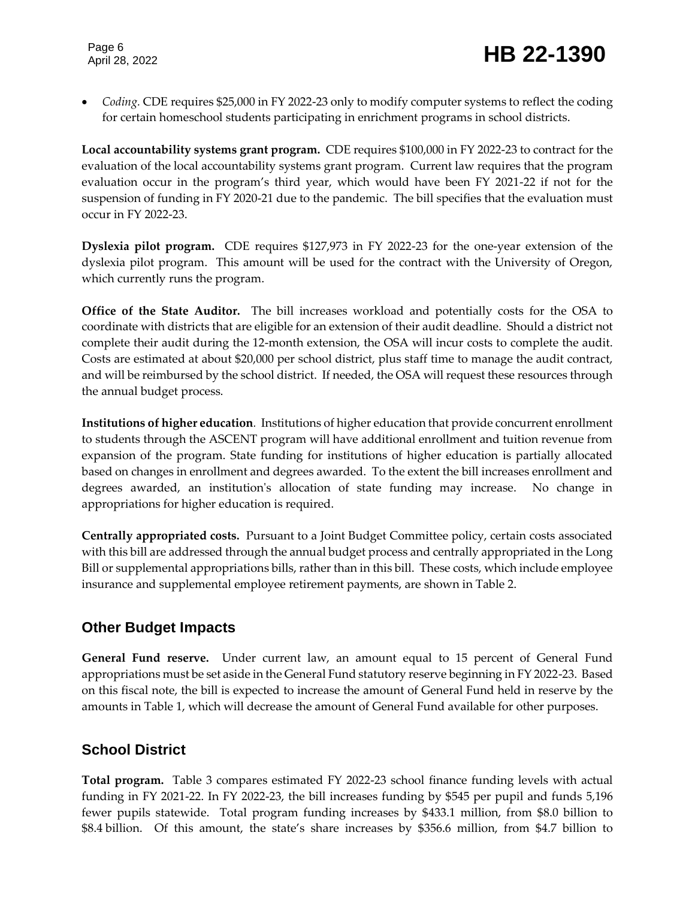- *Coding.* CDE requires $25,000 in FY 2022-23 only to modify computer systems to reflect the coding for certain homeschool students participating in enrichment programs in school districts.

**Local accountability systems grant program.** CDE requires $100,000 in FY 2022-23 to contract for the evaluation of the local accountability systems grant program. Current law requires that the program evaluation occur in the program's third year, which would have been FY 2021-22 if not for the suspension of funding in FY 2020-21 due to the pandemic. The bill specifies that the evaluation must occur in FY 2022-23.

**Dyslexia pilot program.** CDE requires $127,973 in FY 2022-23 for the one-year extension of the dyslexia pilot program. This amount will be used for the contract with the University of Oregon, which currently runs the program.

**Office of the State Auditor.** The bill increases workload and potentially costs for the OSA to coordinate with districts that are eligible for an extension of their audit deadline. Should a district not complete their audit during the 12-month extension, the OSA will incur costs to complete the audit. Costs are estimated at about $20,000 per school district, plus staff time to manage the audit contract, and will be reimbursed by the school district. If needed, the OSA will request these resources through the annual budget process.

**Institutions of higher education**. Institutions of higher education that provide concurrent enrollment to students through the ASCENT program will have additional enrollment and tuition revenue from expansion of the program. State funding for institutions of higher education is partially allocated based on changes in enrollment and degrees awarded. To the extent the bill increases enrollment and degrees awarded, an institution's allocation of state funding may increase. No change in appropriations for higher education is required.

**Centrally appropriated costs.** Pursuant to a Joint Budget Committee policy, certain costs associated with this bill are addressed through the annual budget process and centrally appropriated in the Long Bill or supplemental appropriations bills, rather than in this bill. These costs, which include employee insurance and supplemental employee retirement payments, are shown in Table 2.

## Other Budget Impacts

**General Fund reserve.** Under current law, an amount equal to 15 percent of General Fund appropriations must be set aside in the General Fund statutory reserve beginning in FY 2022-23. Based on this fiscal note, the bill is expected to increase the amount of General Fund held in reserve by the amounts in Table 1, which will decrease the amount of General Fund available for other purposes.

## School District

**Total program.** Table 3 compares estimated FY 2022-23 school finance funding levels with actual funding in FY 2021-22. In FY 2022-23, the bill increases funding by $545 per pupil and funds 5,196 fewer pupils statewide. Total program funding increases by $433.1 million, from $8.0 billion to $8.4 billion. Of this amount, the state's share increases by $356.6 million, from $4.7 billion to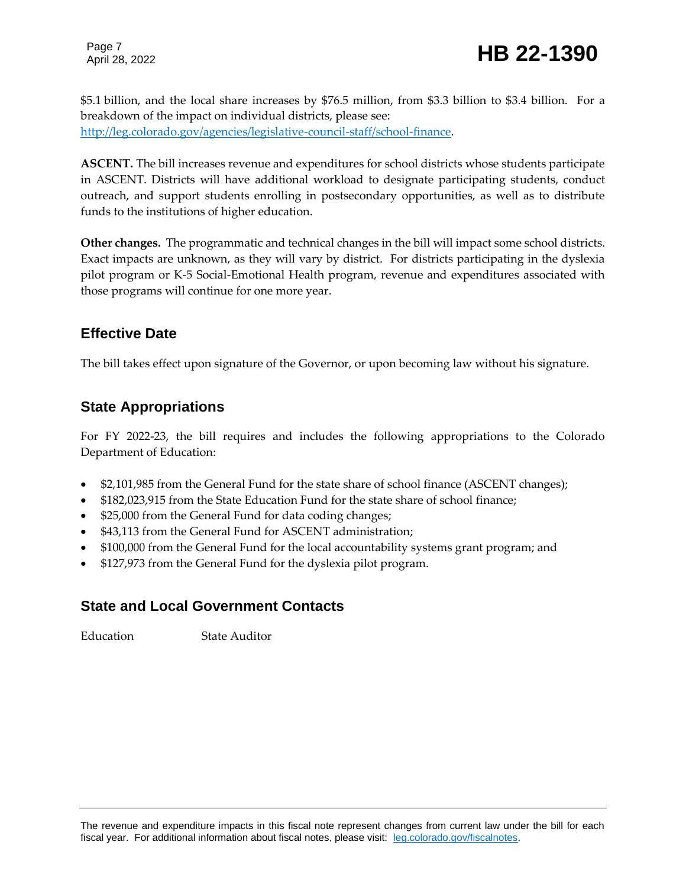$5.1 billion, and the local share increases by $76.5 million, from $3.3 billion to $3.4 billion. For a breakdown of the impact on individual districts, please see: [http://leg.colorado.gov/agencies/legislative-council-staff/school-finance](http://leg.colorado.gov/agencies/legislative-council-staff/school-finance).

**ASCENT.** The bill increases revenue and expenditures for school districts whose students participate in ASCENT. Districts will have additional workload to designate participating students, conduct outreach, and support students enrolling in postsecondary opportunities, as well as to distribute funds to the institutions of higher education.

**Other changes.** The programmatic and technical changes in the bill will impact some school districts. Exact impacts are unknown, as they will vary by district. For districts participating in the dyslexia pilot program or K-5 Social-Emotional Health program, revenue and expenditures associated with those programs will continue for one more year.

## Effective Date

The bill takes effect upon signature of the Governor, or upon becoming law without his signature.

## State Appropriations

For FY 2022-23, the bill requires and includes the following appropriations to the Colorado Department of Education:

- $2,101,985 from the General Fund for the state share of school finance (ASCENT changes);
- $182,023,915 from the State Education Fund for the state share of school finance;
- $25,000 from the General Fund for data coding changes;
- $43,113 from the General Fund for ASCENT administration;
- $100,000 from the General Fund for the local accountability systems grant program; and
- $127,973 from the General Fund for the dyslexia pilot program.

## State and Local Government Contacts

Education State Auditor

The revenue and expenditure impacts in this fiscal note represent changes from current law under the bill for each fiscal year. For additional information about fiscal notes, please visit: [leg.colorado.gov/fiscalnotes](http://leg.colorado.gov/fiscalnotes).